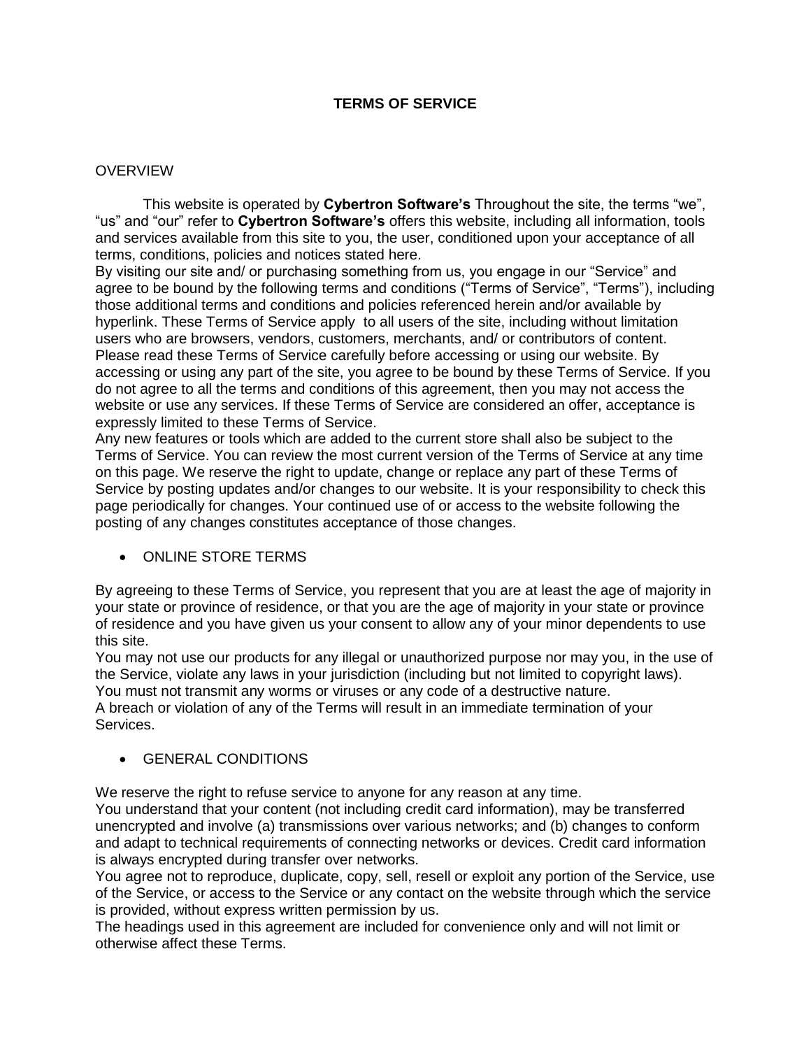# TERMS OF SERVICE

## OVERVIEW

This website is operated by **Cybertron Software's** Throughout the site, the terms "we", "us" and "our" refer to **Cybertron Software's** offers this website, including all information, tools and services available from this site to you, the user, conditioned upon your acceptance of all terms, conditions, policies and notices stated here.

By visiting our site and/ or purchasing something from us, you engage in our "Service" and agree to be bound by the following terms and conditions ("Terms of Service", "Terms"), including those additional terms and conditions and policies referenced herein and/or available by hyperlink. These Terms of Service apply to all users of the site, including without limitation users who are browsers, vendors, customers, merchants, and/ or contributors of content.

Please read these Terms of Service carefully before accessing or using our website. By accessing or using any part of the site, you agree to be bound by these Terms of Service. If you do not agree to all the terms and conditions of this agreement, then you may not access the website or use any services. If these Terms of Service are considered an offer, acceptance is expressly limited to these Terms of Service.

Any new features or tools which are added to the current store shall also be subject to the Terms of Service. You can review the most current version of the Terms of Service at any time on this page. We reserve the right to update, change or replace any part of these Terms of Service by posting updates and/or changes to our website. It is your responsibility to check this page periodically for changes. Your continued use of or access to the website following the posting of any changes constitutes acceptance of those changes.

- ONLINE STORE TERMS

By agreeing to these Terms of Service, you represent that you are at least the age of majority in your state or province of residence, or that you are the age of majority in your state or province of residence and you have given us your consent to allow any of your minor dependents to use this site.

You may not use our products for any illegal or unauthorized purpose nor may you, in the use of the Service, violate any laws in your jurisdiction (including but not limited to copyright laws).

You must not transmit any worms or viruses or any code of a destructive nature.

A breach or violation of any of the Terms will result in an immediate termination of your Services.

- GENERAL CONDITIONS

We reserve the right to refuse service to anyone for any reason at any time.

You understand that your content (not including credit card information), may be transferred unencrypted and involve (a) transmissions over various networks; and (b) changes to conform and adapt to technical requirements of connecting networks or devices. Credit card information is always encrypted during transfer over networks.

You agree not to reproduce, duplicate, copy, sell, resell or exploit any portion of the Service, use of the Service, or access to the Service or any contact on the website through which the service is provided, without express written permission by us.

The headings used in this agreement are included for convenience only and will not limit or otherwise affect these Terms.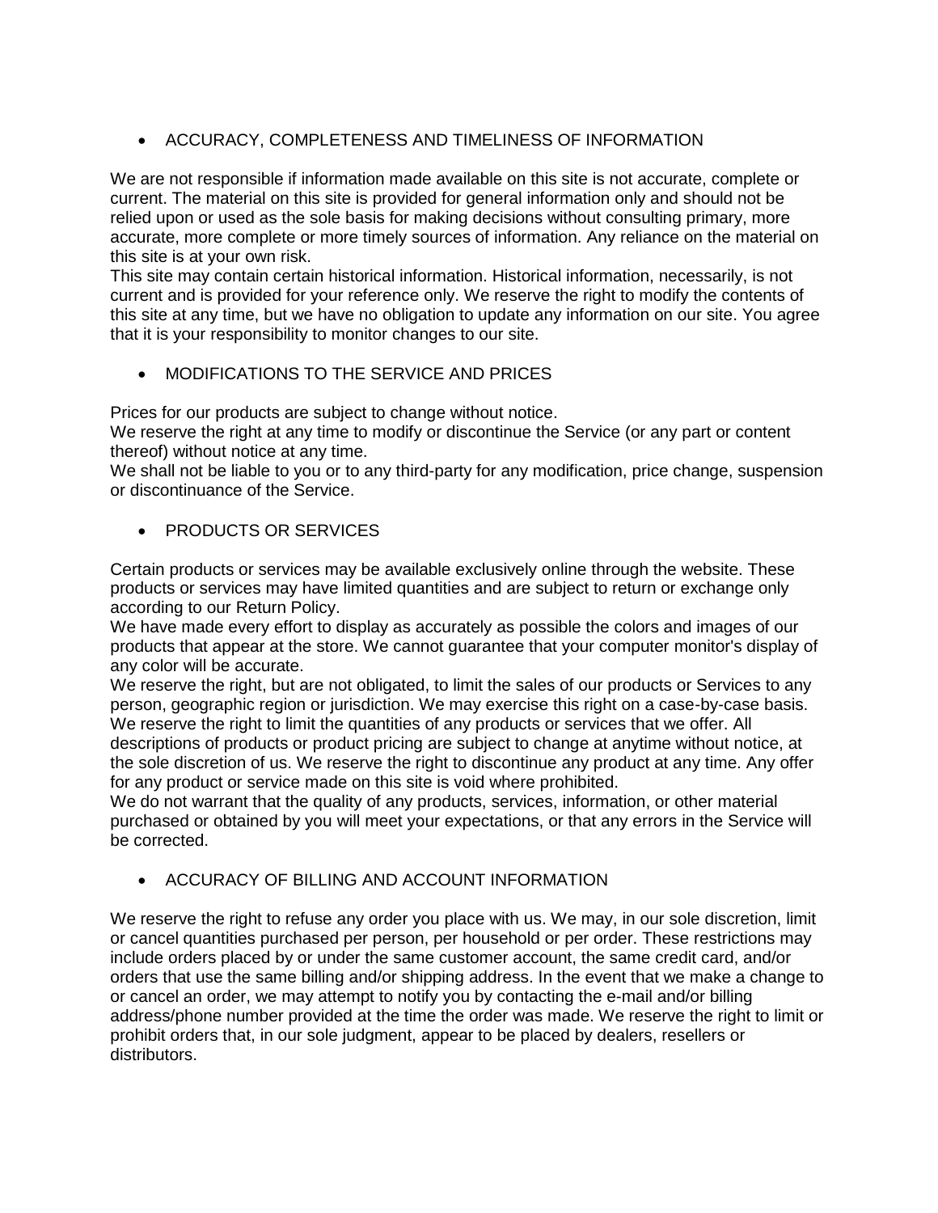- ACCURACY, COMPLETENESS AND TIMELINESS OF INFORMATION

We are not responsible if information made available on this site is not accurate, complete or current. The material on this site is provided for general information only and should not be relied upon or used as the sole basis for making decisions without consulting primary, more accurate, more complete or more timely sources of information. Any reliance on the material on this site is at your own risk.
This site may contain certain historical information. Historical information, necessarily, is not current and is provided for your reference only. We reserve the right to modify the contents of this site at any time, but we have no obligation to update any information on our site. You agree that it is your responsibility to monitor changes to our site.

- MODIFICATIONS TO THE SERVICE AND PRICES

Prices for our products are subject to change without notice.
We reserve the right at any time to modify or discontinue the Service (or any part or content thereof) without notice at any time.
We shall not be liable to you or to any third-party for any modification, price change, suspension or discontinuance of the Service.

- PRODUCTS OR SERVICES

Certain products or services may be available exclusively online through the website. These products or services may have limited quantities and are subject to return or exchange only according to our Return Policy.
We have made every effort to display as accurately as possible the colors and images of our products that appear at the store. We cannot guarantee that your computer monitor's display of any color will be accurate.
We reserve the right, but are not obligated, to limit the sales of our products or Services to any person, geographic region or jurisdiction. We may exercise this right on a case-by-case basis. We reserve the right to limit the quantities of any products or services that we offer. All descriptions of products or product pricing are subject to change at anytime without notice, at the sole discretion of us. We reserve the right to discontinue any product at any time. Any offer for any product or service made on this site is void where prohibited.
We do not warrant that the quality of any products, services, information, or other material purchased or obtained by you will meet your expectations, or that any errors in the Service will be corrected.

- ACCURACY OF BILLING AND ACCOUNT INFORMATION

We reserve the right to refuse any order you place with us. We may, in our sole discretion, limit or cancel quantities purchased per person, per household or per order. These restrictions may include orders placed by or under the same customer account, the same credit card, and/or orders that use the same billing and/or shipping address. In the event that we make a change to or cancel an order, we may attempt to notify you by contacting the e-mail and/or billing address/phone number provided at the time the order was made. We reserve the right to limit or prohibit orders that, in our sole judgment, appear to be placed by dealers, resellers or distributors.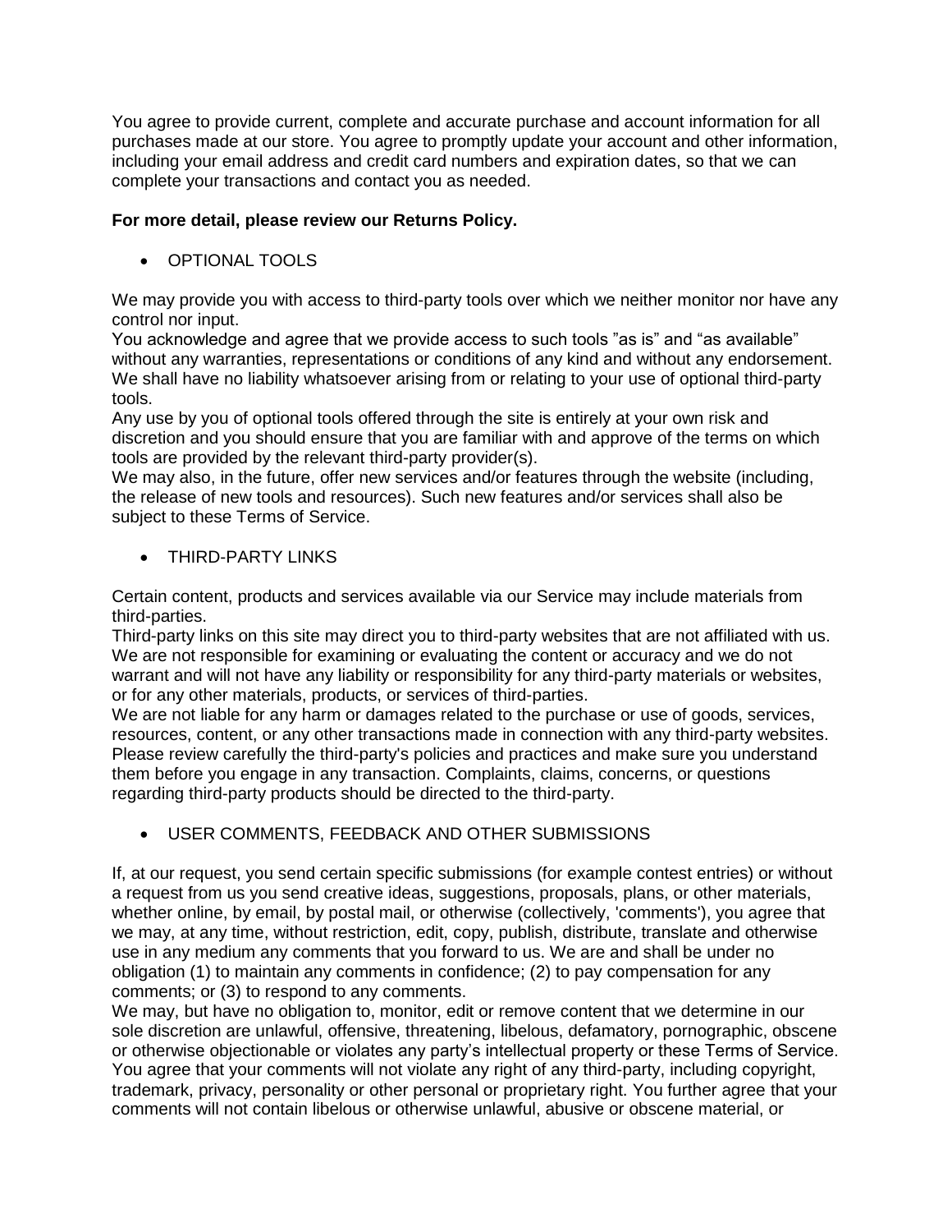You agree to provide current, complete and accurate purchase and account information for all purchases made at our store. You agree to promptly update your account and other information, including your email address and credit card numbers and expiration dates, so that we can complete your transactions and contact you as needed.

**For more detail, please review our Returns Policy.**

- OPTIONAL TOOLS

We may provide you with access to third-party tools over which we neither monitor nor have any control nor input.
You acknowledge and agree that we provide access to such tools "as is" and "as available" without any warranties, representations or conditions of any kind and without any endorsement. We shall have no liability whatsoever arising from or relating to your use of optional third-party tools.
Any use by you of optional tools offered through the site is entirely at your own risk and discretion and you should ensure that you are familiar with and approve of the terms on which tools are provided by the relevant third-party provider(s).
We may also, in the future, offer new services and/or features through the website (including, the release of new tools and resources). Such new features and/or services shall also be subject to these Terms of Service.

- THIRD-PARTY LINKS

Certain content, products and services available via our Service may include materials from third-parties.
Third-party links on this site may direct you to third-party websites that are not affiliated with us. We are not responsible for examining or evaluating the content or accuracy and we do not warrant and will not have any liability or responsibility for any third-party materials or websites, or for any other materials, products, or services of third-parties.
We are not liable for any harm or damages related to the purchase or use of goods, services, resources, content, or any other transactions made in connection with any third-party websites. Please review carefully the third-party's policies and practices and make sure you understand them before you engage in any transaction. Complaints, claims, concerns, or questions regarding third-party products should be directed to the third-party.

- USER COMMENTS, FEEDBACK AND OTHER SUBMISSIONS

If, at our request, you send certain specific submissions (for example contest entries) or without a request from us you send creative ideas, suggestions, proposals, plans, or other materials, whether online, by email, by postal mail, or otherwise (collectively, 'comments'), you agree that we may, at any time, without restriction, edit, copy, publish, distribute, translate and otherwise use in any medium any comments that you forward to us. We are and shall be under no obligation (1) to maintain any comments in confidence; (2) to pay compensation for any comments; or (3) to respond to any comments.
We may, but have no obligation to, monitor, edit or remove content that we determine in our sole discretion are unlawful, offensive, threatening, libelous, defamatory, pornographic, obscene or otherwise objectionable or violates any party's intellectual property or these Terms of Service.
You agree that your comments will not violate any right of any third-party, including copyright, trademark, privacy, personality or other personal or proprietary right. You further agree that your comments will not contain libelous or otherwise unlawful, abusive or obscene material, or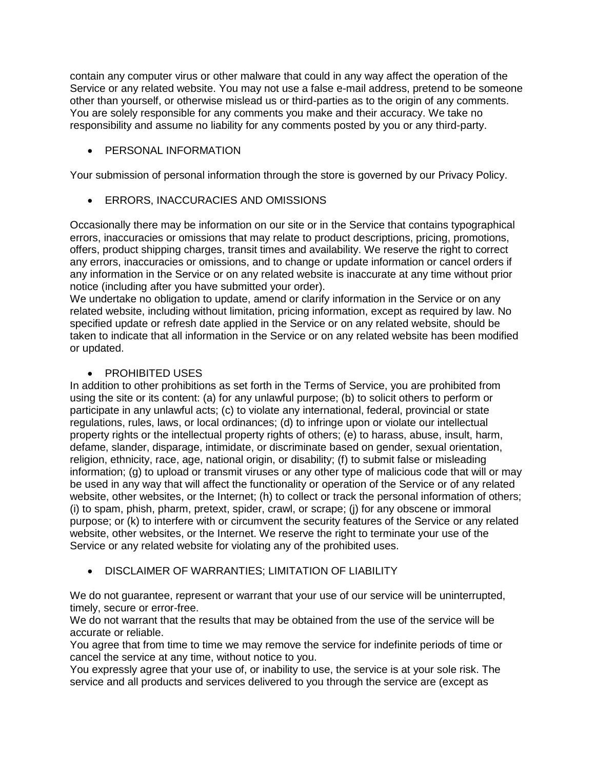contain any computer virus or other malware that could in any way affect the operation of the Service or any related website. You may not use a false e-mail address, pretend to be someone other than yourself, or otherwise mislead us or third-parties as to the origin of any comments. You are solely responsible for any comments you make and their accuracy. We take no responsibility and assume no liability for any comments posted by you or any third-party.

- PERSONAL INFORMATION

Your submission of personal information through the store is governed by our Privacy Policy.

- ERRORS, INACCURACIES AND OMISSIONS

Occasionally there may be information on our site or in the Service that contains typographical errors, inaccuracies or omissions that may relate to product descriptions, pricing, promotions, offers, product shipping charges, transit times and availability. We reserve the right to correct any errors, inaccuracies or omissions, and to change or update information or cancel orders if any information in the Service or on any related website is inaccurate at any time without prior notice (including after you have submitted your order).

We undertake no obligation to update, amend or clarify information in the Service or on any related website, including without limitation, pricing information, except as required by law. No specified update or refresh date applied in the Service or on any related website, should be taken to indicate that all information in the Service or on any related website has been modified or updated.

- PROHIBITED USES

In addition to other prohibitions as set forth in the Terms of Service, you are prohibited from using the site or its content: (a) for any unlawful purpose; (b) to solicit others to perform or participate in any unlawful acts; (c) to violate any international, federal, provincial or state regulations, rules, laws, or local ordinances; (d) to infringe upon or violate our intellectual property rights or the intellectual property rights of others; (e) to harass, abuse, insult, harm, defame, slander, disparage, intimidate, or discriminate based on gender, sexual orientation, religion, ethnicity, race, age, national origin, or disability; (f) to submit false or misleading information; (g) to upload or transmit viruses or any other type of malicious code that will or may be used in any way that will affect the functionality or operation of the Service or of any related website, other websites, or the Internet; (h) to collect or track the personal information of others; (i) to spam, phish, pharm, pretext, spider, crawl, or scrape; (j) for any obscene or immoral purpose; or (k) to interfere with or circumvent the security features of the Service or any related website, other websites, or the Internet. We reserve the right to terminate your use of the Service or any related website for violating any of the prohibited uses.

- DISCLAIMER OF WARRANTIES; LIMITATION OF LIABILITY

We do not guarantee, represent or warrant that your use of our service will be uninterrupted, timely, secure or error-free.

We do not warrant that the results that may be obtained from the use of the service will be accurate or reliable.

You agree that from time to time we may remove the service for indefinite periods of time or cancel the service at any time, without notice to you.

You expressly agree that your use of, or inability to use, the service is at your sole risk. The service and all products and services delivered to you through the service are (except as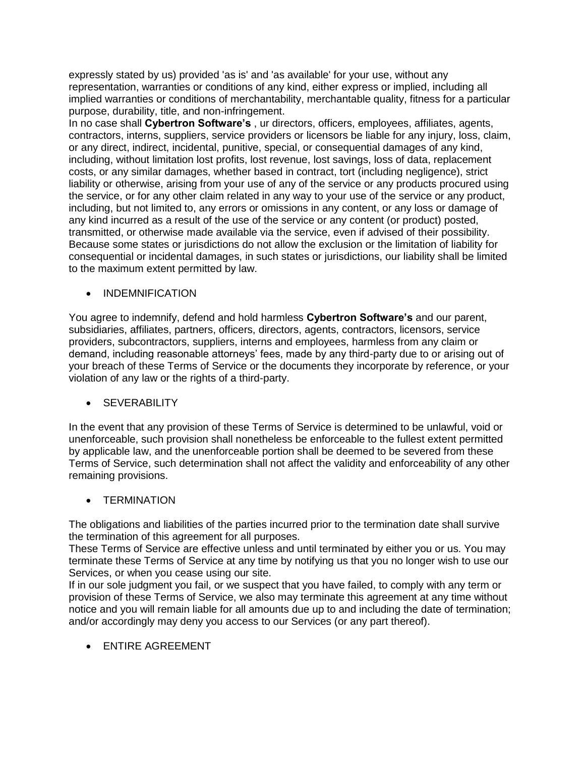expressly stated by us) provided 'as is' and 'as available' for your use, without any representation, warranties or conditions of any kind, either express or implied, including all implied warranties or conditions of merchantability, merchantable quality, fitness for a particular purpose, durability, title, and non-infringement.
In no case shall **Cybertron Software's** , ur directors, officers, employees, affiliates, agents, contractors, interns, suppliers, service providers or licensors be liable for any injury, loss, claim, or any direct, indirect, incidental, punitive, special, or consequential damages of any kind, including, without limitation lost profits, lost revenue, lost savings, loss of data, replacement costs, or any similar damages, whether based in contract, tort (including negligence), strict liability or otherwise, arising from your use of any of the service or any products procured using the service, or for any other claim related in any way to your use of the service or any product, including, but not limited to, any errors or omissions in any content, or any loss or damage of any kind incurred as a result of the use of the service or any content (or product) posted, transmitted, or otherwise made available via the service, even if advised of their possibility. Because some states or jurisdictions do not allow the exclusion or the limitation of liability for consequential or incidental damages, in such states or jurisdictions, our liability shall be limited to the maximum extent permitted by law.

- INDEMNIFICATION

You agree to indemnify, defend and hold harmless **Cybertron Software's** and our parent, subsidiaries, affiliates, partners, officers, directors, agents, contractors, licensors, service providers, subcontractors, suppliers, interns and employees, harmless from any claim or demand, including reasonable attorneys' fees, made by any third-party due to or arising out of your breach of these Terms of Service or the documents they incorporate by reference, or your violation of any law or the rights of a third-party.

- SEVERABILITY

In the event that any provision of these Terms of Service is determined to be unlawful, void or unenforceable, such provision shall nonetheless be enforceable to the fullest extent permitted by applicable law, and the unenforceable portion shall be deemed to be severed from these Terms of Service, such determination shall not affect the validity and enforceability of any other remaining provisions.

- TERMINATION

The obligations and liabilities of the parties incurred prior to the termination date shall survive the termination of this agreement for all purposes.
These Terms of Service are effective unless and until terminated by either you or us. You may terminate these Terms of Service at any time by notifying us that you no longer wish to use our Services, or when you cease using our site.
If in our sole judgment you fail, or we suspect that you have failed, to comply with any term or provision of these Terms of Service, we also may terminate this agreement at any time without notice and you will remain liable for all amounts due up to and including the date of termination; and/or accordingly may deny you access to our Services (or any part thereof).

- ENTIRE AGREEMENT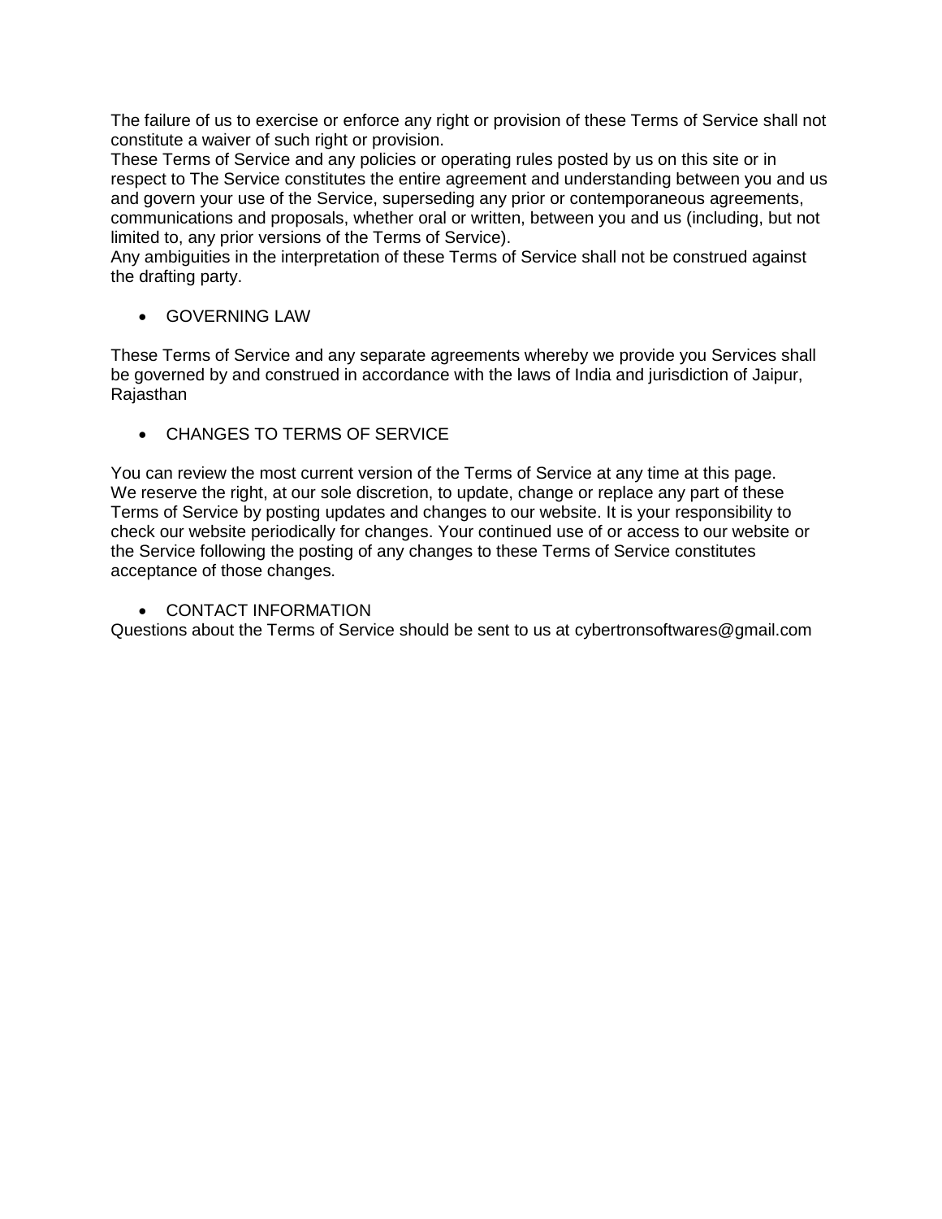The failure of us to exercise or enforce any right or provision of these Terms of Service shall not constitute a waiver of such right or provision.
These Terms of Service and any policies or operating rules posted by us on this site or in respect to The Service constitutes the entire agreement and understanding between you and us and govern your use of the Service, superseding any prior or contemporaneous agreements, communications and proposals, whether oral or written, between you and us (including, but not limited to, any prior versions of the Terms of Service).
Any ambiguities in the interpretation of these Terms of Service shall not be construed against the drafting party.

- GOVERNING LAW

These Terms of Service and any separate agreements whereby we provide you Services shall be governed by and construed in accordance with the laws of India and jurisdiction of Jaipur, Rajasthan

- CHANGES TO TERMS OF SERVICE

You can review the most current version of the Terms of Service at any time at this page.
We reserve the right, at our sole discretion, to update, change or replace any part of these Terms of Service by posting updates and changes to our website. It is your responsibility to check our website periodically for changes. Your continued use of or access to our website or the Service following the posting of any changes to these Terms of Service constitutes acceptance of those changes.

- CONTACT INFORMATION

Questions about the Terms of Service should be sent to us at cybertronsoftwares@gmail.com